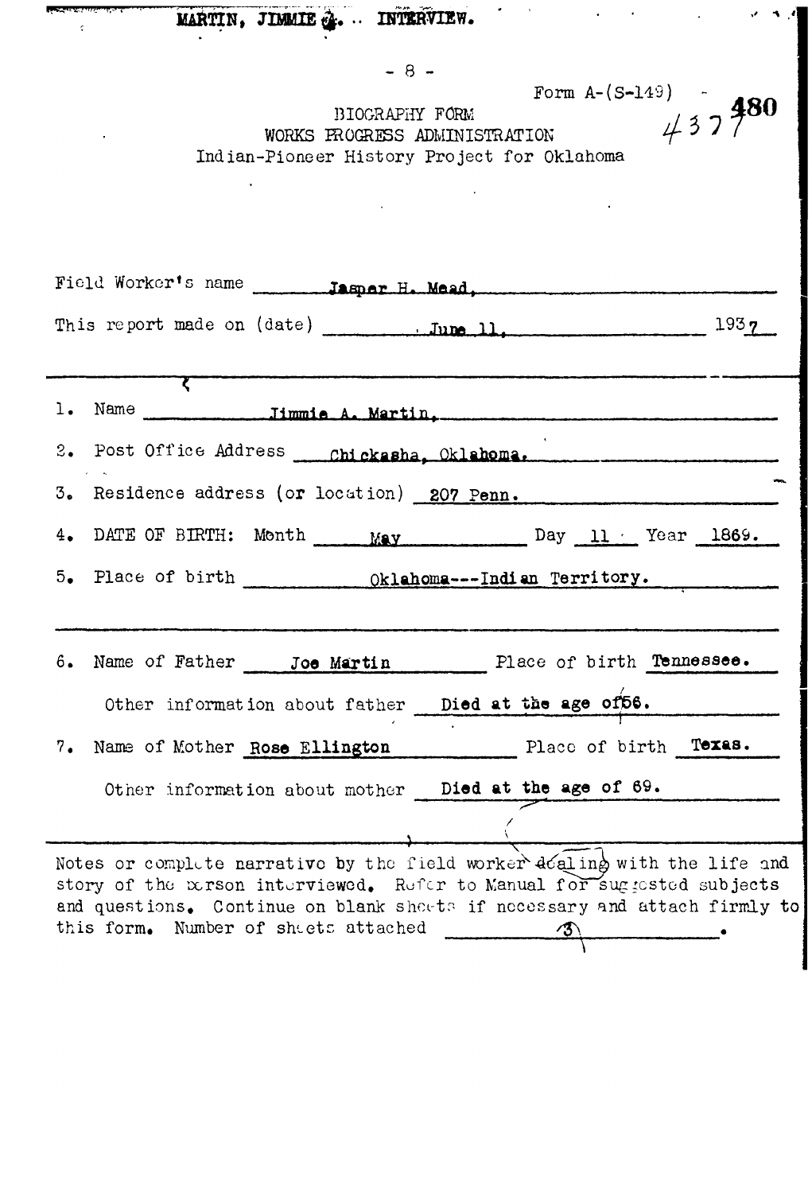MARTIN, JIMMIE A. .. INTERVIEW.

Form A-(S-149) - 4377 480

BIOGRAPHY FORM
WORKS PROGRESS ADMINISTRATION
Indian-Pioneer History Project for Oklahoma

Field Worker's name Jasper H. Mead.

This report made on (date) June 11, 1937

1. Name Jimmie A. Martin.
2. Post Office Address Chickasha, Oklahoma.
3. Residence address (or location) 207 Penn.
4. DATE OF BIRTH: Month May Day 11 Year 1869.
5. Place of birth Oklahoma---Indian Territory.

6. Name of Father Joe Martin Place of birth Tennessee.

   Other information about father Died at the age of 56.

7. Name of Mother Rose Ellington Place of birth Texas.

   Other information about mother Died at the age of 69.

Notes or complete narrative by the field worker dealing with the life and story of the person interviewed. Refer to Manual for suggested subjects and questions. Continue on blank sheets if necessary and attach firmly to this form. Number of sheets attached 3.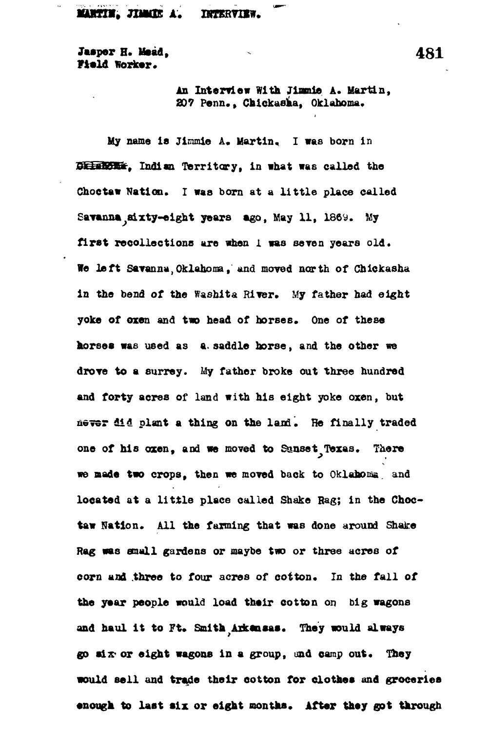Jasper H. Mead,
Field Worker.

An Interview With Jimmie A. Martin,
207 Penn., Chickasha, Oklahoma.

My name is Jimmie A. Martin. I was born in ~~Oklahoma~~, Indian Territory, in what was called the Choctaw Nation. I was born at a little place called Savanna, sixty-eight years ago, May 11, 1869. My first recollections are when I was seven years old. We left Savanna, Oklahoma, and moved north of Chickasha in the bend of the Washita River. My father had eight yoke of oxen and two head of horses. One of these horses was used as a saddle horse, and the other we drove to a surrey. My father broke out three hundred and forty acres of land with his eight yoke oxen, but never did plant a thing on the land. He finally traded one of his oxen, and we moved to Sunset, Texas. There we made two crops, then we moved back to Oklahoma and located at a little place called Shake Rag; in the Choctaw Nation. All the farming that was done around Shake Rag was small gardens or maybe two or three acres of corn and three to four acres of cotton. In the fall of the year people would load their cotton on big wagons and haul it to Ft. Smith, Arkansas. They would always go six or eight wagons in a group, and camp out. They would sell and trade their cotton for clothes and groceries enough to last six or eight months. After they got through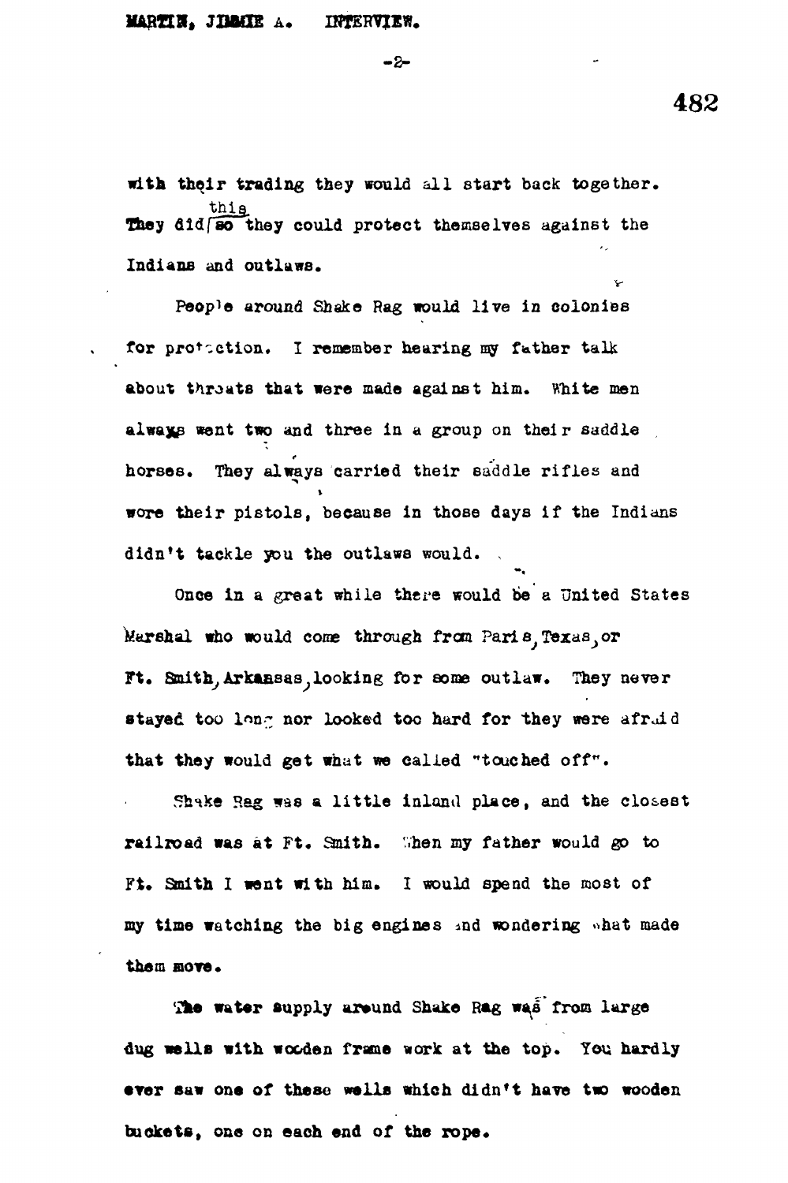with their trading they would all start back together. They did this they could protect themselves against the Indians and outlaws.

People around Shake Rag would live in colonies for protection. I remember hearing my father talk about throats that were made against him. White men always went two and three in a group on their saddle horses. They always carried their saddle rifles and wore their pistols, because in those days if the Indians didn't tackle you the outlaws would.

Once in a great while there would be a United States Marshal who would come through from Paris, Texas, or Ft. Smith, Arkansas, looking for some outlaw. They never stayed too long nor looked too hard for they were afraid that they would get what we called "touched off".

Shake Rag was a little inland place, and the closest railroad was at Ft. Smith. When my father would go to Ft. Smith I went with him. I would spend the most of my time watching the big engines and wondering what made them move.

The water supply around Shake Rag was from large dug wells with wooden frame work at the top. You hardly ever saw one of these wells which didn't have two wooden buckets, one on each end of the rope.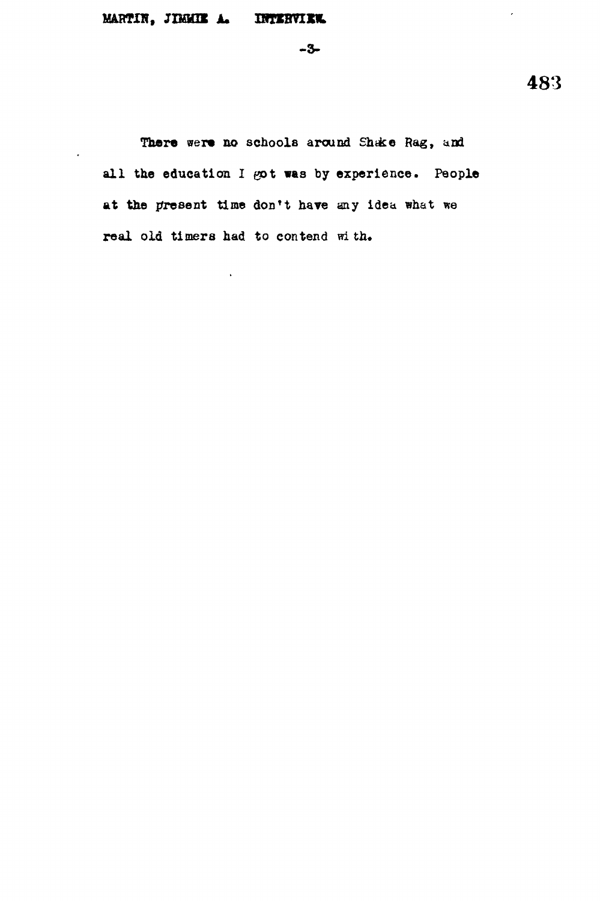There were no schools around Shake Rag, and all the education I got was by experience. People at the present time don't have any idea what we real old timers had to contend with.